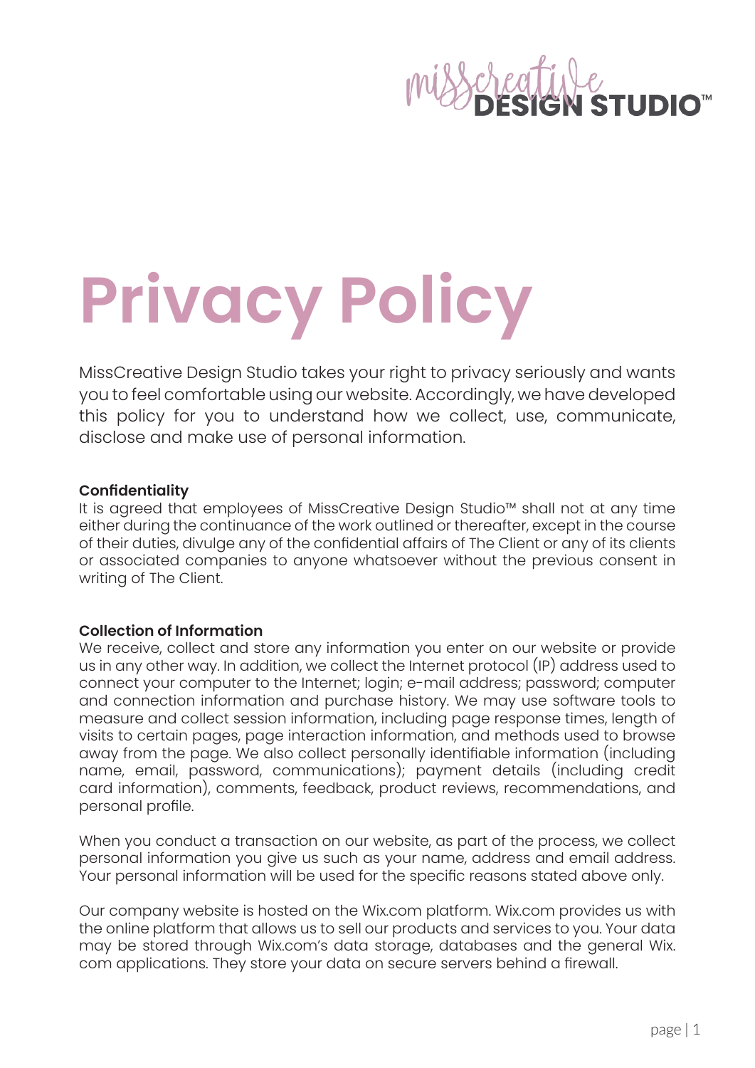# Privacy Policy

MissCreative Design Studio takes your right to privacy seriously and wants you to feel comfortable using our website. Accordingly, we have developed this policy for you to understand how we collect, use, communicate, disclose and make use of personal information.

**Confidentiality**

It is agreed that employees of MissCreative Design Studio™ shall not at any time either during the continuance of the work outlined or thereafter, except in the course of their duties, divulge any of the confidential affairs of The Client or any of its clients or associated companies to anyone whatsoever without the previous consent in writing of The Client.

**Collection of Information**

We receive, collect and store any information you enter on our website or provide us in any other way. In addition, we collect the Internet protocol (IP) address used to connect your computer to the Internet; login; e-mail address; password; computer and connection information and purchase history. We may use software tools to measure and collect session information, including page response times, length of visits to certain pages, page interaction information, and methods used to browse away from the page. We also collect personally identifiable information (including name, email, password, communications); payment details (including credit card information), comments, feedback, product reviews, recommendations, and personal profile.

When you conduct a transaction on our website, as part of the process, we collect personal information you give us such as your name, address and email address. Your personal information will be used for the specific reasons stated above only.

Our company website is hosted on the Wix.com platform. Wix.com provides us with the online platform that allows us to sell our products and services to you. Your data may be stored through Wix.com's data storage, databases and the general Wix.com applications. They store your data on secure servers behind a firewall.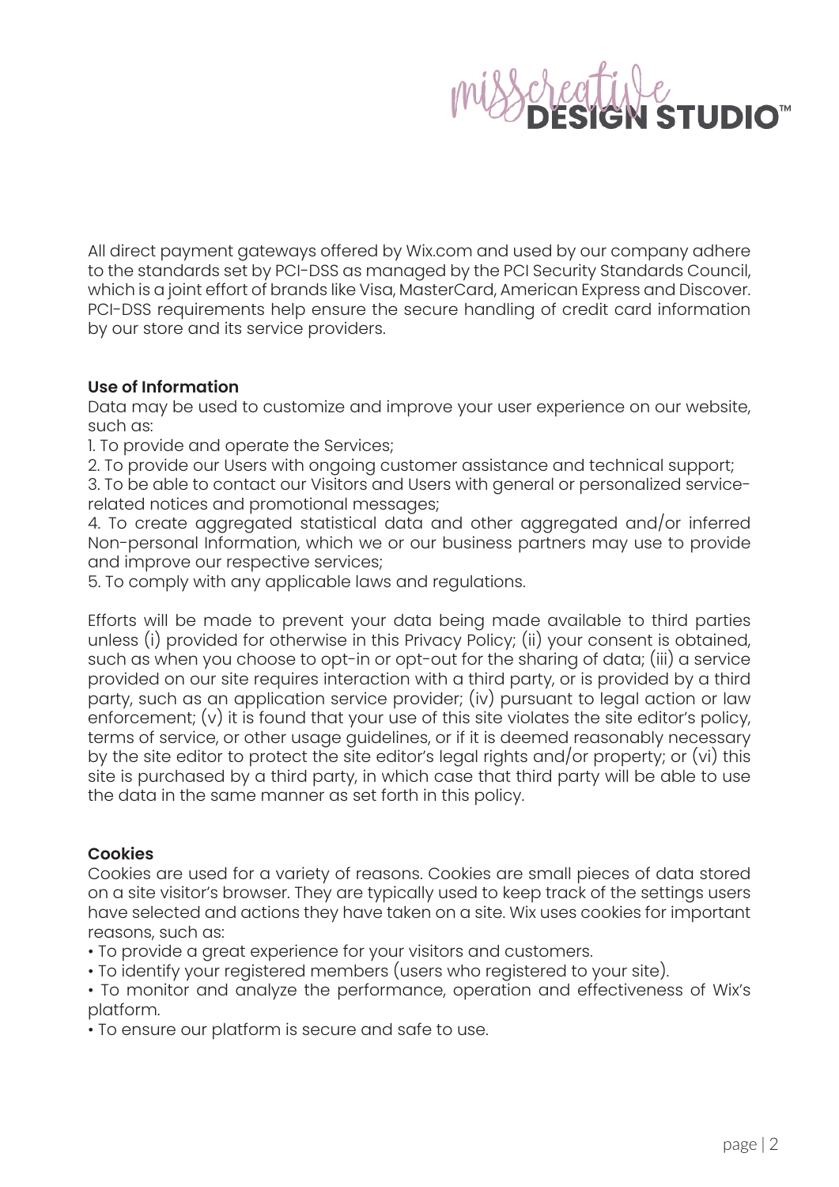All direct payment gateways offered by Wix.com and used by our company adhere to the standards set by PCI-DSS as managed by the PCI Security Standards Council, which is a joint effort of brands like Visa, MasterCard, American Express and Discover. PCI-DSS requirements help ensure the secure handling of credit card information by our store and its service providers.

**Use of Information**

Data may be used to customize and improve your user experience on our website, such as:

1. To provide and operate the Services;
2. To provide our Users with ongoing customer assistance and technical support;
3. To be able to contact our Visitors and Users with general or personalized service-related notices and promotional messages;
4. To create aggregated statistical data and other aggregated and/or inferred Non-personal Information, which we or our business partners may use to provide and improve our respective services;
5. To comply with any applicable laws and regulations.

Efforts will be made to prevent your data being made available to third parties unless (i) provided for otherwise in this Privacy Policy; (ii) your consent is obtained, such as when you choose to opt-in or opt-out for the sharing of data; (iii) a service provided on our site requires interaction with a third party, or is provided by a third party, such as an application service provider; (iv) pursuant to legal action or law enforcement; (v) it is found that your use of this site violates the site editor's policy, terms of service, or other usage guidelines, or if it is deemed reasonably necessary by the site editor to protect the site editor's legal rights and/or property; or (vi) this site is purchased by a third party, in which case that third party will be able to use the data in the same manner as set forth in this policy.

**Cookies**

Cookies are used for a variety of reasons. Cookies are small pieces of data stored on a site visitor's browser. They are typically used to keep track of the settings users have selected and actions they have taken on a site. Wix uses cookies for important reasons, such as:

- To provide a great experience for your visitors and customers.
- To identify your registered members (users who registered to your site).
- To monitor and analyze the performance, operation and effectiveness of Wix's platform.
- To ensure our platform is secure and safe to use.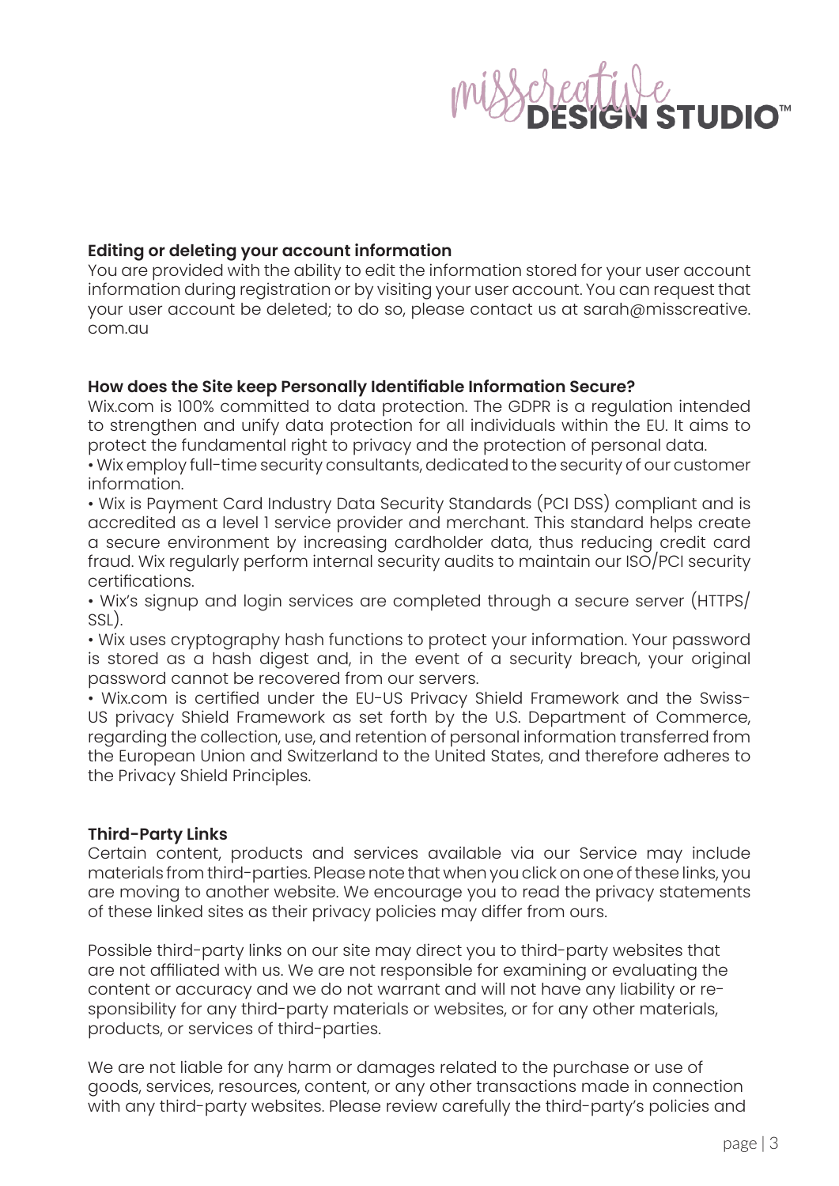**Editing or deleting your account information**
You are provided with the ability to edit the information stored for your user account information during registration or by visiting your user account. You can request that your user account be deleted; to do so, please contact us at sarah@misscreative.com.au

**How does the Site keep Personally Identifiable Information Secure?**
Wix.com is 100% committed to data protection. The GDPR is a regulation intended to strengthen and unify data protection for all individuals within the EU. It aims to protect the fundamental right to privacy and the protection of personal data.

• Wix employ full-time security consultants, dedicated to the security of our customer information.

• Wix is Payment Card Industry Data Security Standards (PCI DSS) compliant and is accredited as a level 1 service provider and merchant. This standard helps create a secure environment by increasing cardholder data, thus reducing credit card fraud. Wix regularly perform internal security audits to maintain our ISO/PCI security certifications.

• Wix's signup and login services are completed through a secure server (HTTPS/SSL).

• Wix uses cryptography hash functions to protect your information. Your password is stored as a hash digest and, in the event of a security breach, your original password cannot be recovered from our servers.

• Wix.com is certified under the EU-US Privacy Shield Framework and the Swiss-US privacy Shield Framework as set forth by the U.S. Department of Commerce, regarding the collection, use, and retention of personal information transferred from the European Union and Switzerland to the United States, and therefore adheres to the Privacy Shield Principles.

**Third-Party Links**
Certain content, products and services available via our Service may include materials from third-parties. Please note that when you click on one of these links, you are moving to another website. We encourage you to read the privacy statements of these linked sites as their privacy policies may differ from ours.

Possible third-party links on our site may direct you to third-party websites that are not affiliated with us. We are not responsible for examining or evaluating the content or accuracy and we do not warrant and will not have any liability or responsibility for any third-party materials or websites, or for any other materials, products, or services of third-parties.

We are not liable for any harm or damages related to the purchase or use of goods, services, resources, content, or any other transactions made in connection with any third-party websites. Please review carefully the third-party's policies and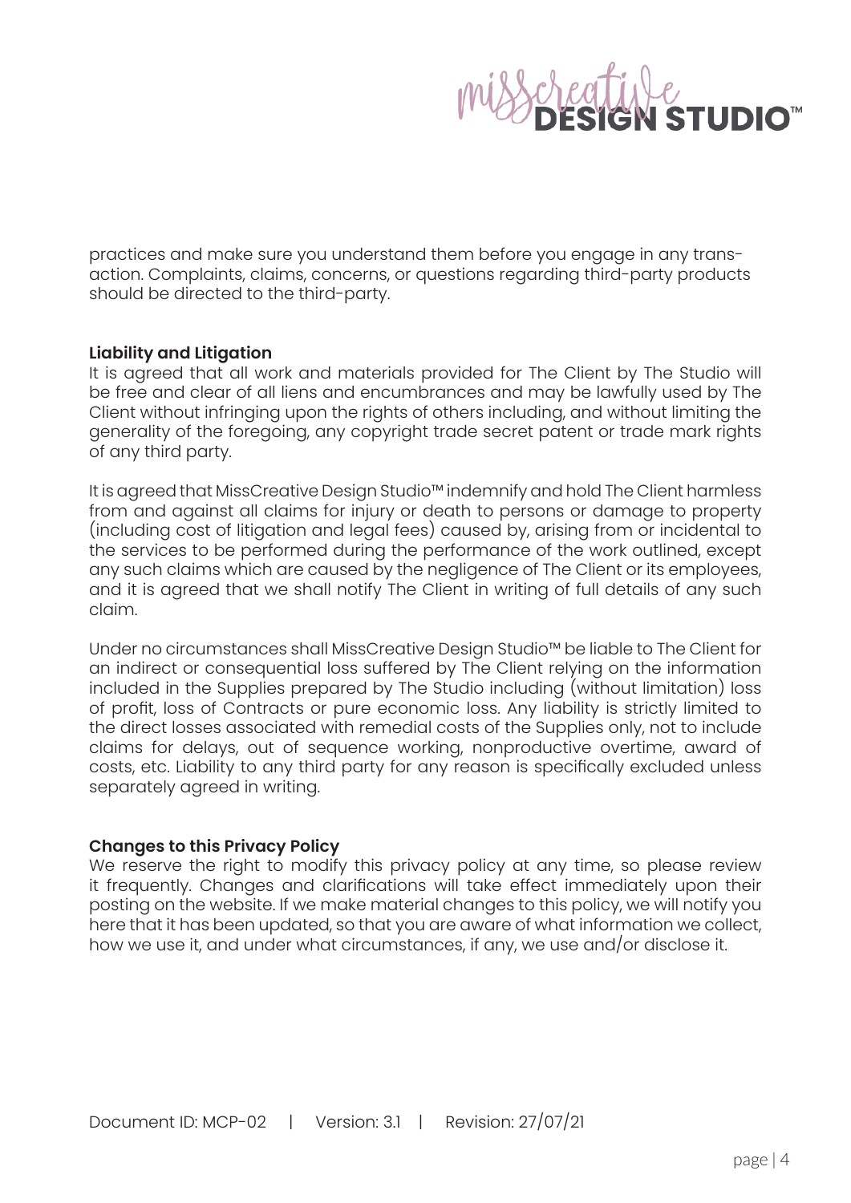practices and make sure you understand them before you engage in any transaction. Complaints, claims, concerns, or questions regarding third-party products should be directed to the third-party.

**Liability and Litigation**

It is agreed that all work and materials provided for The Client by The Studio will be free and clear of all liens and encumbrances and may be lawfully used by The Client without infringing upon the rights of others including, and without limiting the generality of the foregoing, any copyright trade secret patent or trade mark rights of any third party.

It is agreed that MissCreative Design Studio™ indemnify and hold The Client harmless from and against all claims for injury or death to persons or damage to property (including cost of litigation and legal fees) caused by, arising from or incidental to the services to be performed during the performance of the work outlined, except any such claims which are caused by the negligence of The Client or its employees, and it is agreed that we shall notify The Client in writing of full details of any such claim.

Under no circumstances shall MissCreative Design Studio™ be liable to The Client for an indirect or consequential loss suffered by The Client relying on the information included in the Supplies prepared by The Studio including (without limitation) loss of profit, loss of Contracts or pure economic loss. Any liability is strictly limited to the direct losses associated with remedial costs of the Supplies only, not to include claims for delays, out of sequence working, nonproductive overtime, award of costs, etc. Liability to any third party for any reason is specifically excluded unless separately agreed in writing.

**Changes to this Privacy Policy**

We reserve the right to modify this privacy policy at any time, so please review it frequently. Changes and clarifications will take effect immediately upon their posting on the website. If we make material changes to this policy, we will notify you here that it has been updated, so that you are aware of what information we collect, how we use it, and under what circumstances, if any, we use and/or disclose it.